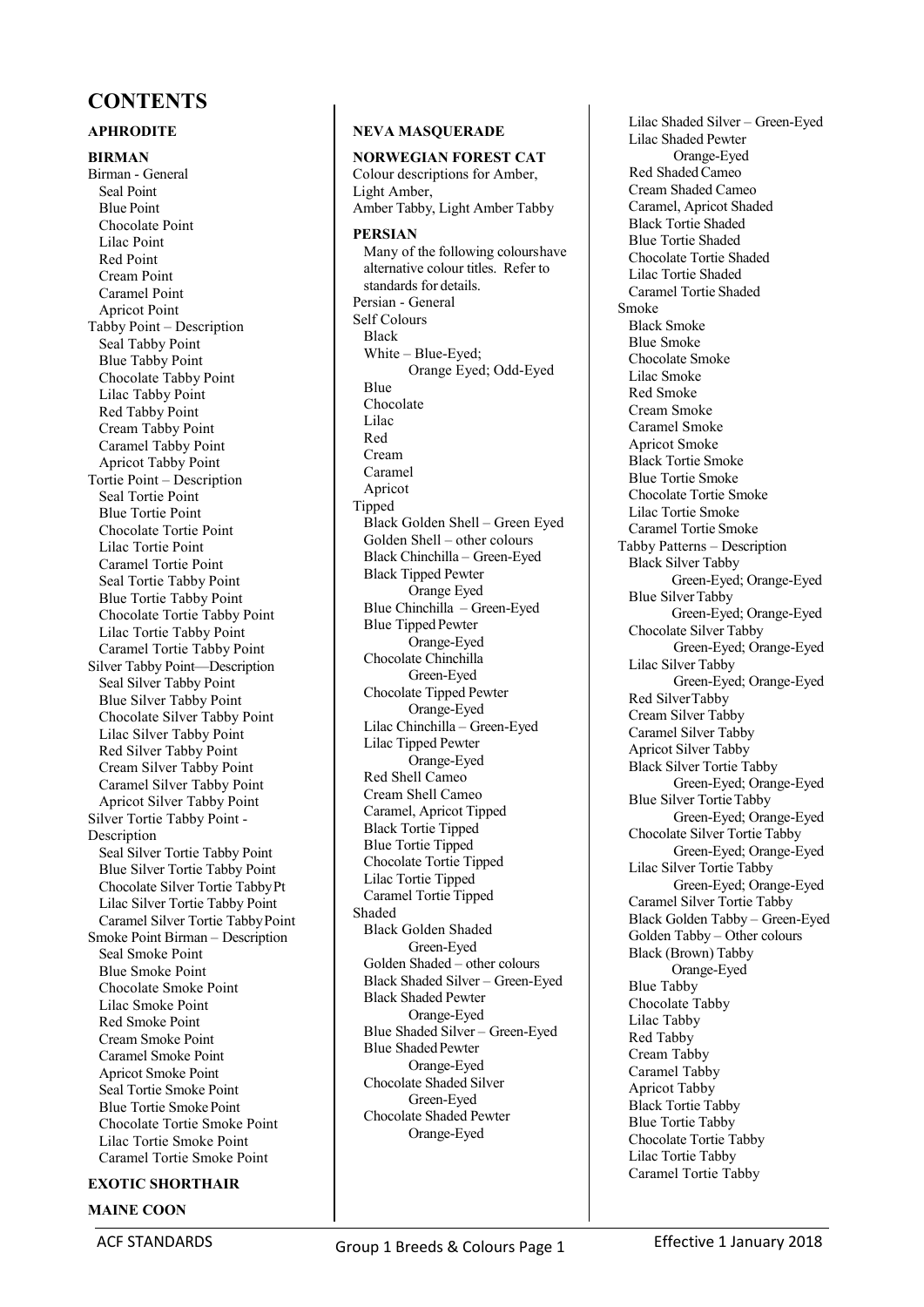# CONTENTS

**APHRODITE**

**BIRMAN**

Birman - General
- Seal Point
- Blue Point
- Chocolate Point
- Lilac Point
- Red Point
- Cream Point
- Caramel Point
- Apricot Point

Tabby Point – Description
- Seal Tabby Point
- Blue Tabby Point
- Chocolate Tabby Point
- Lilac Tabby Point
- Red Tabby Point
- Cream Tabby Point
- Caramel Tabby Point
- Apricot Tabby Point

Tortie Point – Description
- Seal Tortie Point
- Blue Tortie Point
- Chocolate Tortie Point
- Lilac Tortie Point
- Caramel Tortie Point
- Seal Tortie Tabby Point
- Blue Tortie Tabby Point
- Chocolate Tortie Tabby Point
- Lilac Tortie Tabby Point
- Caramel Tortie Tabby Point

Silver Tabby Point—Description
- Seal Silver Tabby Point
- Blue Silver Tabby Point
- Chocolate Silver Tabby Point
- Lilac Silver Tabby Point
- Red Silver Tabby Point
- Cream Silver Tabby Point
- Caramel Silver Tabby Point
- Apricot Silver Tabby Point

Silver Tortie Tabby Point - Description
- Seal Silver Tortie Tabby Point
- Blue Silver Tortie Tabby Point
- Chocolate Silver Tortie Tabby Pt
- Lilac Silver Tortie Tabby Point
- Caramel Silver Tortie Tabby Point

Smoke Point Birman – Description
- Seal Smoke Point
- Blue Smoke Point
- Chocolate Smoke Point
- Lilac Smoke Point
- Red Smoke Point
- Cream Smoke Point
- Caramel Smoke Point
- Apricot Smoke Point
- Seal Tortie Smoke Point
- Blue Tortie Smoke Point
- Chocolate Tortie Smoke Point
- Lilac Tortie Smoke Point
- Caramel Tortie Smoke Point

**EXOTIC SHORTHAIR**

**MAINE COON**

**NEVA MASQUERADE**

**NORWEGIAN FOREST CAT**

Colour descriptions for Amber, Light Amber, Amber Tabby, Light Amber Tabby

**PERSIAN**

Many of the following colours have alternative colour titles. Refer to standards for details.

Persian - General

Self Colours
- Black
- White – Blue-Eyed; Orange Eyed; Odd-Eyed
- Blue
- Chocolate
- Lilac
- Red
- Cream
- Caramel
- Apricot

Tipped
- Black Golden Shell – Green Eyed
- Golden Shell – other colours
- Black Chinchilla – Green-Eyed
- Black Tipped Pewter Orange Eyed
- Blue Chinchilla – Green-Eyed
- Blue Tipped Pewter Orange-Eyed
- Chocolate Chinchilla Green-Eyed
- Chocolate Tipped Pewter Orange-Eyed
- Lilac Chinchilla – Green-Eyed
- Lilac Tipped Pewter Orange-Eyed
- Red Shell Cameo
- Cream Shell Cameo
- Caramel, Apricot Tipped
- Black Tortie Tipped
- Blue Tortie Tipped
- Chocolate Tortie Tipped
- Lilac Tortie Tipped
- Caramel Tortie Tipped

Shaded
- Black Golden Shaded Green-Eyed
- Golden Shaded – other colours
- Black Shaded Silver – Green-Eyed
- Black Shaded Pewter Orange-Eyed
- Blue Shaded Silver – Green-Eyed
- Blue Shaded Pewter Orange-Eyed
- Chocolate Shaded Silver Green-Eyed
- Chocolate Shaded Pewter Orange-Eyed
- Lilac Shaded Silver – Green-Eyed
- Lilac Shaded Pewter Orange-Eyed
- Red Shaded Cameo
- Cream Shaded Cameo
- Caramel, Apricot Shaded
- Black Tortie Shaded
- Blue Tortie Shaded
- Chocolate Tortie Shaded
- Lilac Tortie Shaded
- Caramel Tortie Shaded

Smoke
- Black Smoke
- Blue Smoke
- Chocolate Smoke
- Lilac Smoke
- Red Smoke
- Cream Smoke
- Caramel Smoke
- Apricot Smoke
- Black Tortie Smoke
- Blue Tortie Smoke
- Chocolate Tortie Smoke
- Lilac Tortie Smoke
- Caramel Tortie Smoke

Tabby Patterns – Description
- Black Silver Tabby Green-Eyed; Orange-Eyed
- Blue Silver Tabby Green-Eyed; Orange-Eyed
- Chocolate Silver Tabby Green-Eyed; Orange-Eyed
- Lilac Silver Tabby Green-Eyed; Orange-Eyed
- Red Silver Tabby
- Cream Silver Tabby
- Caramel Silver Tabby
- Apricot Silver Tabby
- Black Silver Tortie Tabby Green-Eyed; Orange-Eyed
- Blue Silver Tortie Tabby Green-Eyed; Orange-Eyed
- Chocolate Silver Tortie Tabby Green-Eyed; Orange-Eyed
- Lilac Silver Tortie Tabby Green-Eyed; Orange-Eyed
- Caramel Silver Tortie Tabby
- Black Golden Tabby – Green-Eyed
- Golden Tabby – Other colours
- Black (Brown) Tabby Orange-Eyed
- Blue Tabby
- Chocolate Tabby
- Lilac Tabby
- Red Tabby
- Cream Tabby
- Caramel Tabby
- Apricot Tabby
- Black Tortie Tabby
- Blue Tortie Tabby
- Chocolate Tortie Tabby
- Lilac Tortie Tabby
- Caramel Tortie Tabby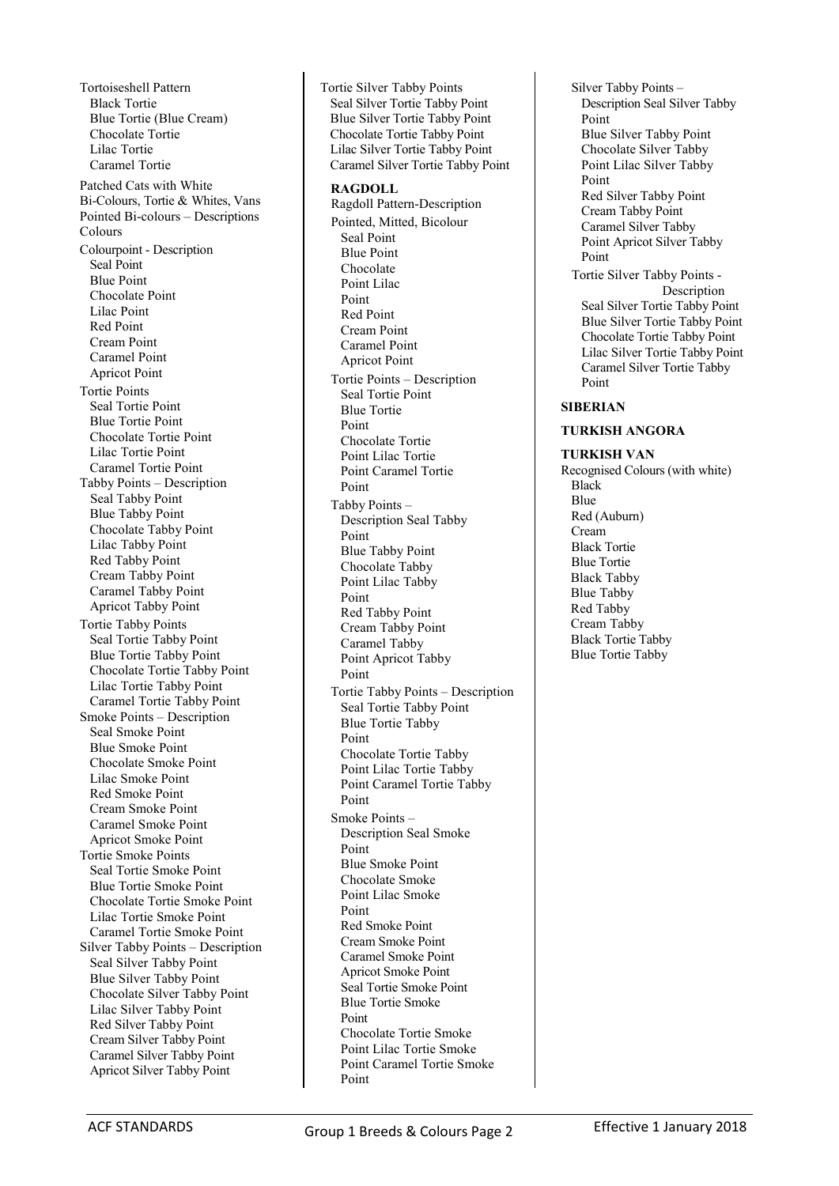Tortoiseshell Pattern
- Black Tortie
- Blue Tortie (Blue Cream)
- Chocolate Tortie
- Lilac Tortie
- Caramel Tortie

Patched Cats with White

Bi-Colours, Tortie & Whites, Vans

Pointed Bi-colours – Descriptions

Colours

Colourpoint - Description
- Seal Point
- Blue Point
- Chocolate Point
- Lilac Point
- Red Point
- Cream Point
- Caramel Point
- Apricot Point

Tortie Points
- Seal Tortie Point
- Blue Tortie Point
- Chocolate Tortie Point
- Lilac Tortie Point
- Caramel Tortie Point

Tabby Points – Description
- Seal Tabby Point
- Blue Tabby Point
- Chocolate Tabby Point
- Lilac Tabby Point
- Red Tabby Point
- Cream Tabby Point
- Caramel Tabby Point
- Apricot Tabby Point

Tortie Tabby Points
- Seal Tortie Tabby Point
- Blue Tortie Tabby Point
- Chocolate Tortie Tabby Point
- Lilac Tortie Tabby Point
- Caramel Tortie Tabby Point

Smoke Points – Description
- Seal Smoke Point
- Blue Smoke Point
- Chocolate Smoke Point
- Lilac Smoke Point
- Red Smoke Point
- Cream Smoke Point
- Caramel Smoke Point
- Apricot Smoke Point

Tortie Smoke Points
- Seal Tortie Smoke Point
- Blue Tortie Smoke Point
- Chocolate Tortie Smoke Point
- Lilac Tortie Smoke Point
- Caramel Tortie Smoke Point

Silver Tabby Points – Description
- Seal Silver Tabby Point
- Blue Silver Tabby Point
- Chocolate Silver Tabby Point
- Lilac Silver Tabby Point
- Red Silver Tabby Point
- Cream Silver Tabby Point
- Caramel Silver Tabby Point
- Apricot Silver Tabby Point

Tortie Silver Tabby Points
- Seal Silver Tortie Tabby Point
- Blue Silver Tortie Tabby Point
- Chocolate Tortie Tabby Point
- Lilac Silver Tortie Tabby Point
- Caramel Silver Tortie Tabby Point

**RAGDOLL**

Ragdoll Pattern-Description

Pointed, Mitted, Bicolour
- Seal Point
- Blue Point
- Chocolate Point
- Lilac Point
- Red Point
- Cream Point
- Caramel Point
- Apricot Point

Tortie Points – Description
- Seal Tortie Point
- Blue Tortie Point
- Chocolate Tortie Point
- Lilac Tortie Point
- Caramel Tortie Point

Tabby Points – Description
- Seal Tabby Point
- Blue Tabby Point
- Chocolate Tabby Point
- Lilac Tabby Point
- Red Tabby Point
- Cream Tabby Point
- Caramel Tabby Point
- Apricot Tabby Point

Tortie Tabby Points – Description
- Seal Tortie Tabby Point
- Blue Tortie Tabby Point
- Chocolate Tortie Tabby Point
- Lilac Tortie Tabby Point
- Caramel Tortie Tabby Point

Smoke Points – Description
- Seal Smoke Point
- Blue Smoke Point
- Chocolate Smoke Point
- Lilac Smoke Point
- Red Smoke Point
- Cream Smoke Point
- Caramel Smoke Point
- Apricot Smoke Point
- Seal Tortie Smoke Point
- Blue Tortie Smoke Point
- Chocolate Tortie Smoke Point
- Lilac Tortie Smoke Point
- Caramel Tortie Smoke Point

Silver Tabby Points – Description
- Seal Silver Tabby Point
- Blue Silver Tabby Point
- Chocolate Silver Tabby Point
- Lilac Silver Tabby Point
- Red Silver Tabby Point
- Cream Tabby Point
- Caramel Silver Tabby Point
- Apricot Silver Tabby Point

Tortie Silver Tabby Points - Description
- Seal Silver Tortie Tabby Point
- Blue Silver Tortie Tabby Point
- Chocolate Tortie Tabby Point
- Lilac Silver Tortie Tabby Point
- Caramel Silver Tortie Tabby Point

**SIBERIAN**

**TURKISH ANGORA**

**TURKISH VAN**

Recognised Colours (with white)
- Black
- Blue
- Red (Auburn)
- Cream
- Black Tortie
- Blue Tortie
- Black Tabby
- Blue Tabby
- Red Tabby
- Cream Tabby
- Black Tortie Tabby
- Blue Tortie Tabby